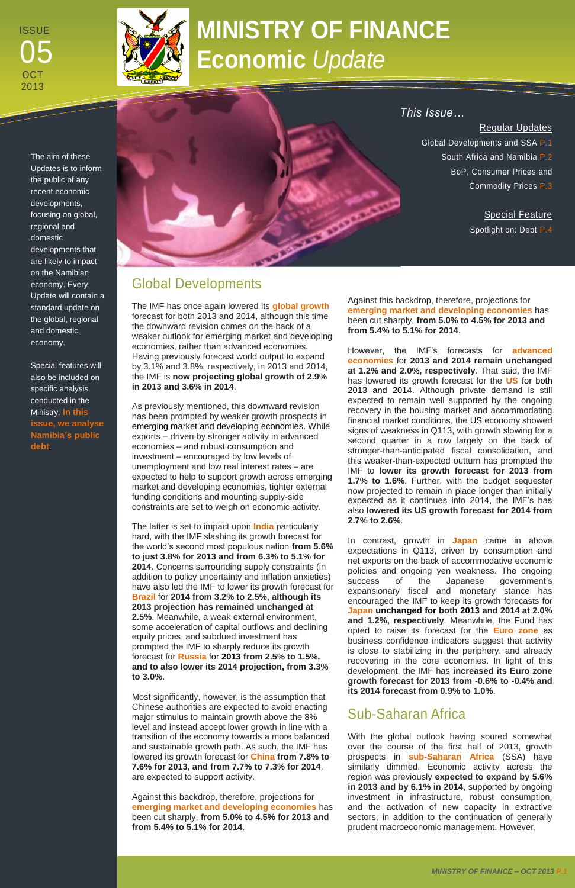ISSUE 05 OCT 2013

# MINISTRY OF FINANCE Economic *Update*

The aim of these Updates is to inform the public of any recent economic developments, focusing on global, regional and domestic developments that are likely to impact on the Namibian economy. Every Update will contain a standard update on the global, regional and domestic economy.

Special features will also be included on specific analysis conducted in the Ministry. **In this issue, we analyse Namibia's public debt.**

*This Issue…*

Regular Updates

- Global Developments and SSA P.1
- South Africa and Namibia P.2
- BoP, Consumer Prices and Commodity Prices P.3

Special Feature

- Spotlight on: Debt P.4

## Global Developments

The IMF has once again lowered its **global growth** forecast for both 2013 and 2014, although this time the downward revision comes on the back of a weaker outlook for emerging market and developing economies, rather than advanced economies. Having previously forecast world output to expand by 3.1% and 3.8%, respectively, in 2013 and 2014, the IMF is **now projecting global growth of 2.9% in 2013 and 3.6% in 2014**.

As previously mentioned, this downward revision has been prompted by weaker growth prospects in emerging market and developing economies. While exports – driven by stronger activity in advanced economies – and robust consumption and investment – encouraged by low levels of unemployment and low real interest rates – are expected to help to support growth across emerging market and developing economies, tighter external funding conditions and mounting supply-side constraints are set to weigh on economic activity.

The latter is set to impact upon **India** particularly hard, with the IMF slashing its growth forecast for the world's second most populous nation **from 5.6% to just 3.8% for 2013 and from 6.3% to 5.1% for 2014**. Concerns surrounding supply constraints (in addition to policy uncertainty and inflation anxieties) have also led the IMF to lower its growth forecast for **Brazil** for **2014 from 3.2% to 2.5%, although its 2013 projection has remained unchanged at 2.5%**. Meanwhile, a weak external environment, some acceleration of capital outflows and declining equity prices, and subdued investment has prompted the IMF to sharply reduce its growth forecast for **Russia** for **2013 from 2.5% to 1.5%, and to also lower its 2014 projection, from 3.3% to 3.0%**.

Most significantly, however, is the assumption that Chinese authorities are expected to avoid enacting major stimulus to maintain growth above the 8% level and instead accept lower growth in line with a transition of the economy towards a more balanced and sustainable growth path. As such, the IMF has lowered its growth forecast for **China from 7.8% to 7.6% for 2013, and from 7.7% to 7.3% for 2014**. are expected to support activity.

Against this backdrop, therefore, projections for **emerging market and developing economies** has been cut sharply, **from 5.0% to 4.5% for 2013 and from 5.4% to 5.1% for 2014**.

However, the IMF's forecasts for **advanced economies** for **2013 and 2014 remain unchanged at 1.2% and 2.0%, respectively**. That said, the IMF has lowered its growth forecast for the **US** for both 2013 and 2014. Although private demand is still expected to remain well supported by the ongoing recovery in the housing market and accommodating financial market conditions, the US economy showed signs of weakness in Q113, with growth slowing for a second quarter in a row largely on the back of stronger-than-anticipated fiscal consolidation, and this weaker-than-expected outturn has prompted the IMF to **lower its growth forecast for 2013 from 1.7% to 1.6%**. Further, with the budget sequester now projected to remain in place longer than initially expected as it continues into 2014, the IMF's has also **lowered its US growth forecast for 2014 from 2.7% to 2.6%**.

In contrast, growth in **Japan** came in above expectations in Q113, driven by consumption and net exports on the back of accommodative economic policies and ongoing yen weakness. The ongoing success of the Japanese government's expansionary fiscal and monetary stance has encouraged the IMF to keep its growth forecasts for **Japan unchanged for both 2013 and 2014 at 2.0% and 1.2%, respectively**. Meanwhile, the Fund has opted to raise its forecast for the **Euro zone** as business confidence indicators suggest that activity is close to stabilizing in the periphery, and already recovering in the core economies. In light of this development, the IMF has **increased its Euro zone growth forecast for 2013 from -0.6% to -0.4% and its 2014 forecast from 0.9% to 1.0%**.

## Sub-Saharan Africa

With the global outlook having soured somewhat over the course of the first half of 2013, growth prospects in **sub-Saharan Africa** (SSA) have similarly dimmed. Economic activity across the region was previously **expected to expand by 5.6% in 2013 and by 6.1% in 2014**, supported by ongoing investment in infrastructure, robust consumption, and the activation of new capacity in extractive sectors, in addition to the continuation of generally prudent macroeconomic management. However,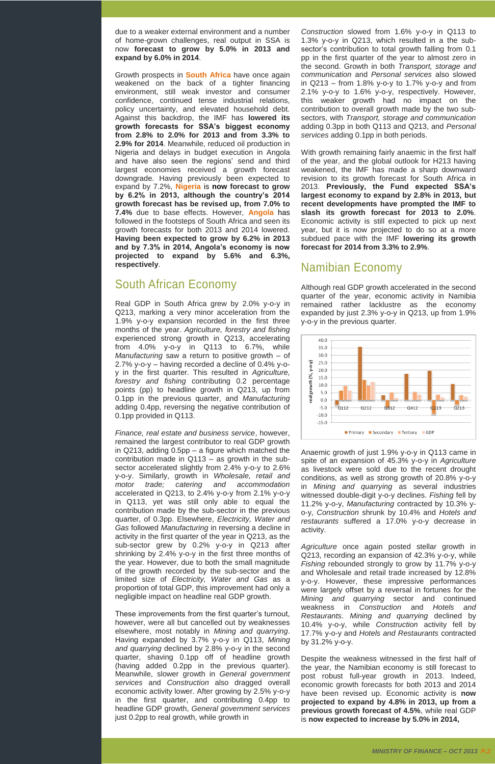due to a weaker external environment and a number of home-grown challenges, real output in SSA is now **forecast to grow by 5.0% in 2013 and expand by 6.0% in 2014**.

Growth prospects in **South Africa** have once again weakened on the back of a tighter financing environment, still weak investor and consumer confidence, continued tense industrial relations, policy uncertainty, and elevated household debt. Against this backdrop, the IMF has **lowered its growth forecasts for SSA's biggest economy from 2.8% to 2.0% for 2013 and from 3.3% to 2.9% for 2014**. Meanwhile, reduced oil production in Nigeria and delays in budget execution in Angola and have also seen the regions' second and third largest economies received a growth forecast downgrade. Having previously been expected to expand by 7.2%, **Nigeria** is **now forecast to grow by 6.2% in 2013, although the country's 2014 growth forecast has be revised up, from 7.0% to 7.4%** due to base effects. However, **Angola** has followed in the footsteps of South Africa and seen its growth forecasts for both 2013 and 2014 lowered. **Having been expected to grow by 6.2% in 2013 and by 7.3% in 2014, Angola's economy is now projected to expand by 5.6% and 6.3%, respectively**.

## South African Economy

Real GDP in South Africa grew by 2.0% y-o-y in Q213, marking a very minor acceleration from the 1.9% y-o-y expansion recorded in the first three months of the year. *Agriculture, forestry and fishing* experienced strong growth in Q213, accelerating from 4.0% y-o-y in Q113 to 6.7%, while *Manufacturing* saw a return to positive growth – of 2.7% y-o-y – having recorded a decline of 0.4% y-o-y in the first quarter. This resulted in *Agriculture, forestry and fishing* contributing 0.2 percentage points (pp) to headline growth in Q213, up from 0.1pp in the previous quarter, and *Manufacturing* adding 0.4pp, reversing the negative contribution of 0.1pp provided in Q113.

*Finance, real estate and business service*, however, remained the largest contributor to real GDP growth in Q213, adding 0.5pp – a figure which matched the contribution made in Q113 – as growth in the sub-sector accelerated slightly from 2.4% y-o-y to 2.6% y-o-y. Similarly, growth in *Wholesale, retail and motor trade; catering and accommodation* accelerated in Q213, to 2.4% y-o-y from 2.1% y-o-y in Q113, yet was still only able to equal the contribution made by the sub-sector in the previous quarter, of 0.3pp. Elsewhere, *Electricity, Water and Gas* followed *Manufacturing* in reversing a decline in activity in the first quarter of the year in Q213, as the sub-sector grew by 0.2% y-o-y in Q213 after shrinking by 2.4% y-o-y in the first three months of the year. However, due to both the small magnitude of the growth recorded by the sub-sector and the limited size of *Electricity, Water and Gas* as a proportion of total GDP, this improvement had only a negligible impact on headline real GDP growth.

These improvements from the first quarter's turnout, however, were all but cancelled out by weaknesses elsewhere, most notably in *Mining and quarrying*. Having expanded by 3.7% y-o-y in Q113, *Mining and quarrying* declined by 2.8% y-o-y in the second quarter, shaving 0.1pp off of headline growth (having added 0.2pp in the previous quarter). Meanwhile, slower growth in *General government services* and *Construction* also dragged overall economic activity lower. After growing by 2.5% y-o-y in the first quarter, and contributing 0.4pp to headline GDP growth, *General government services* just 0.2pp to real growth, while growth in *Construction* slowed from 1.6% y-o-y in Q113 to 1.3% y-o-y in Q213, which resulted in a the sub-sector's contribution to total growth falling from 0.1 pp in the first quarter of the year to almost zero in the second. Growth in both *Transport, storage and communication* and *Personal services* also slowed in Q213 – from 1.8% y-o-y to 1.7% y-o-y and from 2.1% y-o-y to 1.6% y-o-y, respectively. However, this weaker growth had no impact on the contribution to overall growth made by the two sub-sectors, with *Transport, storage and communication* adding 0.3pp in both Q113 and Q213, and *Personal services* adding 0.1pp in both periods.

With growth remaining fairly anaemic in the first half of the year, and the global outlook for H213 having weakened, the IMF has made a sharp downward revision to its growth forecast for South Africa in 2013. **Previously, the Fund expected SSA's largest economy to expand by 2.8% in 2013, but recent developments have prompted the IMF to slash its growth forecast for 2013 to 2.0%**. Economic activity is still expected to pick up next year, but it is now projected to do so at a more subdued pace with the IMF **lowering its growth forecast for 2014 from 3.3% to 2.9%**.

## Namibian Economy

Although real GDP growth accelerated in the second quarter of the year, economic activity in Namibia remained rather lacklustre as the economy expanded by just 2.3% y-o-y in Q213, up from 1.9% y-o-y in the previous quarter.

Anaemic growth of just 1.9% y-o-y in Q113 came in spite of an expansion of 45.3% y-o-y in *Agriculture* as livestock were sold due to the recent drought conditions, as well as strong growth of 20.8% y-o-y in *Mining and quarrying* as several industries witnessed double-digit y-o-y declines. *Fishing* fell by 11.2% y-o-y, *Manufacturing* contracted by 10.3% y-o-y, *Construction* shrunk by 10.4% and *Hotels and restaurants* suffered a 17.0% y-o-y decrease in activity.

*Agriculture* once again posted stellar growth in Q213, recording an expansion of 42.3% y-o-y, while *Fishing* rebounded strongly to grow by 11.7% y-o-y and Wholesale and retail trade increased by 12.8% y-o-y. However, these impressive performances were largely offset by a reversal in fortunes for the *Mining and quarrying* sector and continued weakness in *Construction* and *Hotels and Restaurants*. *Mining and quarrying* declined by 10.4% y-o-y, while *Construction* activity fell by 17.7% y-o-y and *Hotels and Restaurants* contracted by 31.2% y-o-y.

Despite the weakness witnessed in the first half of the year, the Namibian economy is still forecast to post robust full-year growth in 2013. Indeed, economic growth forecasts for both 2013 and 2014 have been revised up. Economic activity is **now projected to expand by 4.8% in 2013, up from a previous growth forecast of 4.5%**, while real GDP is **now expected to increase by 5.0% in 2014,**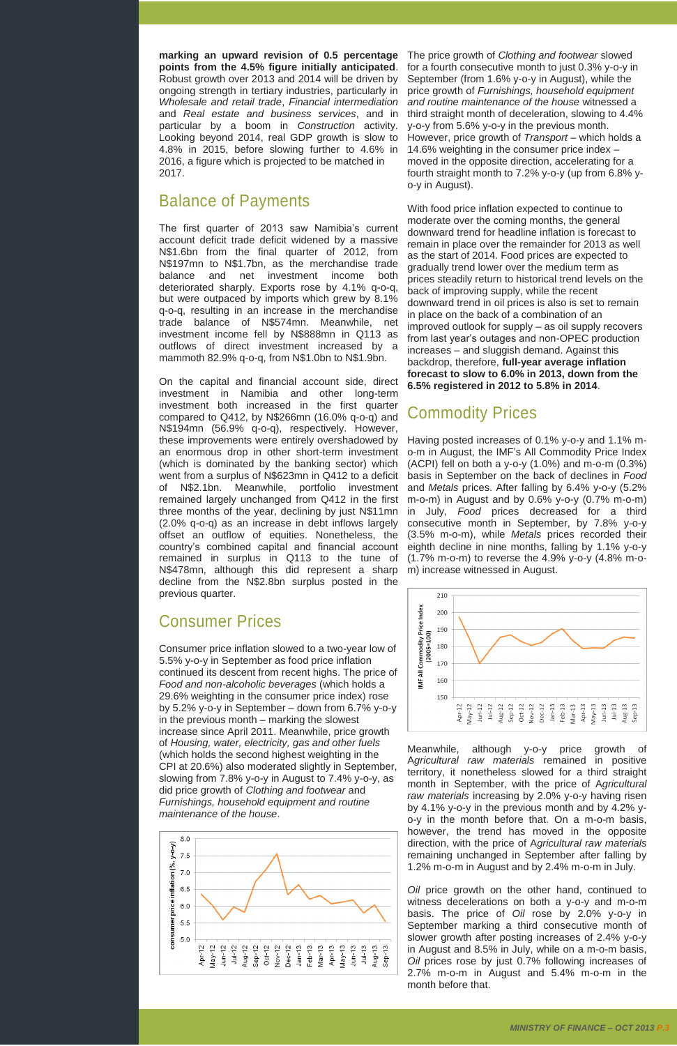**marking an upward revision of 0.5 percentage points from the 4.5% figure initially anticipated**. Robust growth over 2013 and 2014 will be driven by ongoing strength in tertiary industries, particularly in *Wholesale and retail trade*, *Financial intermediation* and *Real estate and business services*, and in particular by a boom in *Construction* activity. Looking beyond 2014, real GDP growth is slow to 4.8% in 2015, before slowing further to 4.6% in 2016, a figure which is projected to be matched in 2017.

## Balance of Payments

The first quarter of 2013 saw Namibia's current account deficit trade deficit widened by a massive N$1.6bn from the final quarter of 2012, from N$197mn to N$1.7bn, as the merchandise trade balance and net investment income both deteriorated sharply. Exports rose by 4.1% q-o-q, but were outpaced by imports which grew by 8.1% q-o-q, resulting in an increase in the merchandise trade balance of N$574mn. Meanwhile, net investment income fell by N$888mn in Q113 as outflows of direct investment increased by a mammoth 82.9% q-o-q, from N$1.0bn to N$1.9bn.

On the capital and financial account side, direct investment in Namibia and other long-term investment both increased in the first quarter compared to Q412, by N$266mn (16.0% q-o-q) and N$194mn (56.9% q-o-q), respectively. However, these improvements were entirely overshadowed by an enormous drop in other short-term investment (which is dominated by the banking sector) which went from a surplus of N$623mn in Q412 to a deficit of N$2.1bn. Meanwhile, portfolio investment remained largely unchanged from Q412 in the first three months of the year, declining by just N$11mn (2.0% q-o-q) as an increase in debt inflows largely offset an outflow of equities. Nonetheless, the country's combined capital and financial account remained in surplus in Q113 to the tune of N$478mn, although this did represent a sharp decline from the N$2.8bn surplus posted in the previous quarter.

## Consumer Prices

Consumer price inflation slowed to a two-year low of 5.5% y-o-y in September as food price inflation continued its descent from recent highs. The price of *Food and non-alcoholic beverages* (which holds a 29.6% weighting in the consumer price index) rose by 5.2% y-o-y in September – down from 6.7% y-o-y in the previous month – marking the slowest increase since April 2011. Meanwhile, price growth of *Housing, water, electricity, gas and other fuels* (which holds the second highest weighting in the CPI at 20.6%) also moderated slightly in September, slowing from 7.8% y-o-y in August to 7.4% y-o-y, as did price growth of *Clothing and footwear* and *Furnishings, household equipment and routine maintenance of the house*.

The price growth of *Clothing and footwear* slowed for a fourth consecutive month to just 0.3% y-o-y in September (from 1.6% y-o-y in August), while the price growth of *Furnishings, household equipment and routine maintenance of the house* witnessed a third straight month of deceleration, slowing to 4.4% y-o-y from 5.6% y-o-y in the previous month. However, price growth of *Transport* – which holds a 14.6% weighting in the consumer price index – moved in the opposite direction, accelerating for a fourth straight month to 7.2% y-o-y (up from 6.8% y-o-y in August).

With food price inflation expected to continue to moderate over the coming months, the general downward trend for headline inflation is forecast to remain in place over the remainder for 2013 as well as the start of 2014. Food prices are expected to gradually trend lower over the medium term as prices steadily return to historical trend levels on the back of improving supply, while the recent downward trend in oil prices is also set to remain in place on the back of a combination of an improved outlook for supply – as oil supply recovers from last year's outages and non-OPEC production increases – and sluggish demand. Against this backdrop, therefore, **full-year average inflation forecast to slow to 6.0% in 2013, down from the 6.5% registered in 2012 to 5.8% in 2014**.

## Commodity Prices

Having posted increases of 0.1% y-o-y and 1.1% m-o-m in August, the IMF's All Commodity Price Index (ACPI) fell on both a y-o-y (1.0%) and m-o-m (0.3%) basis in September on the back of declines in *Food* and *Metals* prices. After falling by 6.4% y-o-y (5.2% m-o-m) in August and by 0.6% y-o-y (0.7% m-o-m) in July, *Food* prices decreased for a third consecutive month in September, by 7.8% y-o-y (3.5% m-o-m), while *Metals* prices recorded their eighth decline in nine months, falling by 1.1% y-o-y (1.7% m-o-m) to reverse the 4.9% y-o-y (4.8% m-o-m) increase witnessed in August.

Meanwhile, although y-o-y price growth of *Agricultural raw materials* remained in positive territory, it nonetheless slowed for a third straight month in September, with the price of *Agricultural raw materials* increasing by 2.0% y-o-y having risen by 4.1% y-o-y in the previous month and by 4.2% y-o-y in the month before that. On a m-o-m basis, however, the trend has moved in the opposite direction, with the price of A*gricultural raw materials* remaining unchanged in September after falling by 1.2% m-o-m in August and by 2.4% m-o-m in July.

*Oil* price growth on the other hand, continued to witness decelerations on both a y-o-y and m-o-m basis. The price of *Oil* rose by 2.0% y-o-y in September marking a third consecutive month of slower growth after posting increases of 2.4% y-o-y in August and 8.5% in July, while on a m-o-m basis, *Oil* prices rose by just 0.7% following increases of 2.7% m-o-m in August and 5.4% m-o-m in the month before that.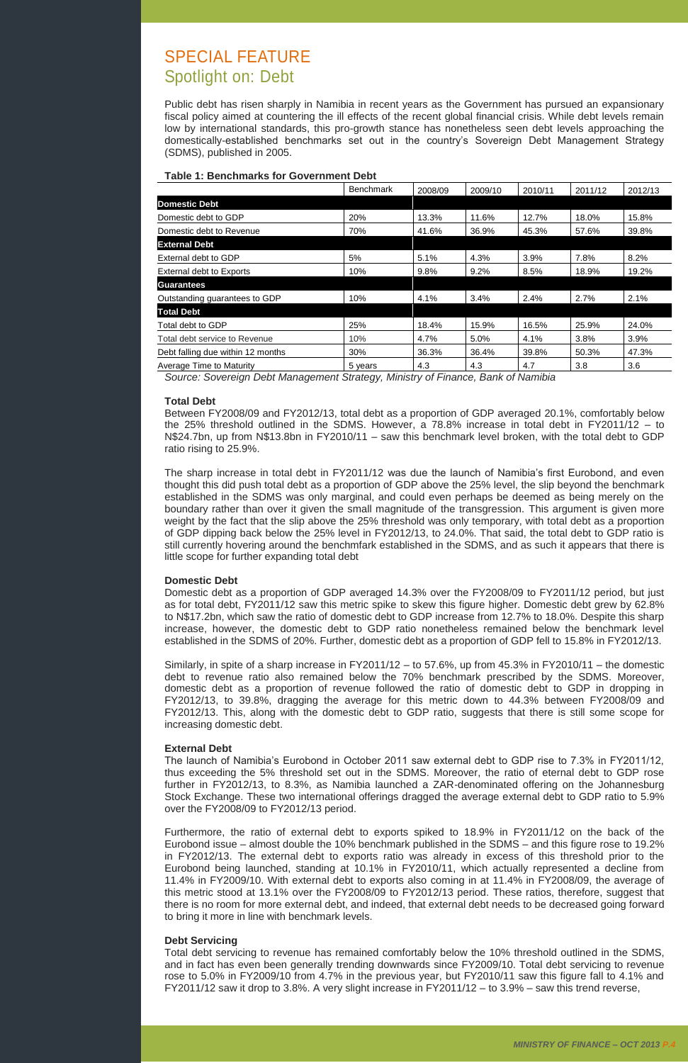# SPECIAL FEATURE

## Spotlight on: Debt

Public debt has risen sharply in Namibia in recent years as the Government has pursued an expansionary fiscal policy aimed at countering the ill effects of the recent global financial crisis. While debt levels remain low by international standards, this pro-growth stance has nonetheless seen debt levels approaching the domestically-established benchmarks set out in the country's Sovereign Debt Management Strategy (SDMS), published in 2005.

**Table 1: Benchmarks for Government Debt**

| | Benchmark | 2008/09 | 2009/10 | 2010/11 | 2011/12 | 2012/13 |
|---|---|---|---|---|---|---|
| **Domestic Debt** | | | | | | |
| Domestic debt to GDP | 20% | 13.3% | 11.6% | 12.7% | 18.0% | 15.8% |
| Domestic debt to Revenue | 70% | 41.6% | 36.9% | 45.3% | 57.6% | 39.8% |
| **External Debt** | | | | | | |
| External debt to GDP | 5% | 5.1% | 4.3% | 3.9% | 7.8% | 8.2% |
| External debt to Exports | 10% | 9.8% | 9.2% | 8.5% | 18.9% | 19.2% |
| **Guarantees** | | | | | | |
| Outstanding guarantees to GDP | 10% | 4.1% | 3.4% | 2.4% | 2.7% | 2.1% |
| **Total Debt** | | | | | | |
| Total debt to GDP | 25% | 18.4% | 15.9% | 16.5% | 25.9% | 24.0% |
| Total debt service to Revenue | 10% | 4.7% | 5.0% | 4.1% | 3.8% | 3.9% |
| Debt falling due within 12 months | 30% | 36.3% | 36.4% | 39.8% | 50.3% | 47.3% |
| Average Time to Maturity | 5 years | 4.3 | 4.3 | 4.7 | 3.8 | 3.6 |

*Source: Sovereign Debt Management Strategy, Ministry of Finance, Bank of Namibia*

### Total Debt

Between FY2008/09 and FY2012/13, total debt as a proportion of GDP averaged 20.1%, comfortably below the 25% threshold outlined in the SDMS. However, a 78.8% increase in total debt in FY2011/12 – to N$24.7bn, up from N$13.8bn in FY2010/11 – saw this benchmark level broken, with the total debt to GDP ratio rising to 25.9%.

The sharp increase in total debt in FY2011/12 was due the launch of Namibia's first Eurobond, and even thought this did push total debt as a proportion of GDP above the 25% level, the slip beyond the benchmark established in the SDMS was only marginal, and could even perhaps be deemed as being merely on the boundary rather than over it given the small magnitude of the transgression. This argument is given more weight by the fact that the slip above the 25% threshold was only temporary, with total debt as a proportion of GDP dipping back below the 25% level in FY2012/13, to 24.0%. That said, the total debt to GDP ratio is still currently hovering around the benchmfark established in the SDMS, and as such it appears that there is little scope for further expanding total debt

### Domestic Debt

Domestic debt as a proportion of GDP averaged 14.3% over the FY2008/09 to FY2011/12 period, but just as for total debt, FY2011/12 saw this metric spike to skew this figure higher. Domestic debt grew by 62.8% to N$17.2bn, which saw the ratio of domestic debt to GDP increase from 12.7% to 18.0%. Despite this sharp increase, however, the domestic debt to GDP ratio nonetheless remained below the benchmark level established in the SDMS of 20%. Further, domestic debt as a proportion of GDP fell to 15.8% in FY2012/13.

Similarly, in spite of a sharp increase in FY2011/12 – to 57.6%, up from 45.3% in FY2010/11 – the domestic debt to revenue ratio also remained below the 70% benchmark prescribed by the SDMS. Moreover, domestic debt as a proportion of revenue followed the ratio of domestic debt to GDP in dropping in FY2012/13, to 39.8%, dragging the average for this metric down to 44.3% between FY2008/09 and FY2012/13. This, along with the domestic debt to GDP ratio, suggests that there is still some scope for increasing domestic debt.

### External Debt

The launch of Namibia's Eurobond in October 2011 saw external debt to GDP rise to 7.3% in FY2011/12, thus exceeding the 5% threshold set out in the SDMS. Moreover, the ratio of eternal debt to GDP rose further in FY2012/13, to 8.3%, as Namibia launched a ZAR-denominated offering on the Johannesburg Stock Exchange. These two international offerings dragged the average external debt to GDP ratio to 5.9% over the FY2008/09 to FY2012/13 period.

Furthermore, the ratio of external debt to exports spiked to 18.9% in FY2011/12 on the back of the Eurobond issue – almost double the 10% benchmark published in the SDMS – and this figure rose to 19.2% in FY2012/13. The external debt to exports ratio was already in excess of this threshold prior to the Eurobond being launched, standing at 10.1% in FY2010/11, which actually represented a decline from 11.4% in FY2009/10. With external debt to exports also coming in at 11.4% in FY2008/09, the average of this metric stood at 13.1% over the FY2008/09 to FY2012/13 period. These ratios, therefore, suggest that there is no room for more external debt, and indeed, that external debt needs to be decreased going forward to bring it more in line with benchmark levels.

### Debt Servicing

Total debt servicing to revenue has remained comfortably below the 10% threshold outlined in the SDMS, and in fact has even been generally trending downwards since FY2009/10. Total debt servicing to revenue rose to 5.0% in FY2009/10 from 4.7% in the previous year, but FY2010/11 saw this figure fall to 4.1% and FY2011/12 saw it drop to 3.8%. A very slight increase in FY2011/12 – to 3.9% – saw this trend reverse,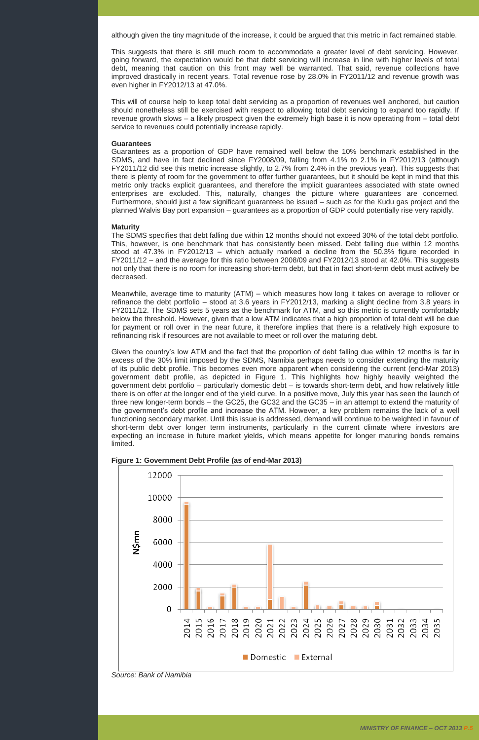although given the tiny magnitude of the increase, it could be argued that this metric in fact remained stable.

This suggests that there is still much room to accommodate a greater level of debt servicing. However, going forward, the expectation would be that debt servicing will increase in line with higher levels of total debt, meaning that caution on this front may well be warranted. That said, revenue collections have improved drastically in recent years. Total revenue rose by 28.0% in FY2011/12 and revenue growth was even higher in FY2012/13 at 47.0%.

This will of course help to keep total debt servicing as a proportion of revenues well anchored, but caution should nonetheless still be exercised with respect to allowing total debt servicing to expand too rapidly. If revenue growth slows – a likely prospect given the extremely high base it is now operating from – total debt service to revenues could potentially increase rapidly.

**Guarantees**

Guarantees as a proportion of GDP have remained well below the 10% benchmark established in the SDMS, and have in fact declined since FY2008/09, falling from 4.1% to 2.1% in FY2012/13 (although FY2011/12 did see this metric increase slightly, to 2.7% from 2.4% in the previous year). This suggests that there is plenty of room for the government to offer further guarantees, but it should be kept in mind that this metric only tracks explicit guarantees, and therefore the implicit guarantees associated with state owned enterprises are excluded. This, naturally, changes the picture where guarantees are concerned. Furthermore, should just a few significant guarantees be issued – such as for the Kudu gas project and the planned Walvis Bay port expansion – guarantees as a proportion of GDP could potentially rise very rapidly.

**Maturity**

The SDMS specifies that debt falling due within 12 months should not exceed 30% of the total debt portfolio. This, however, is one benchmark that has consistently been missed. Debt falling due within 12 months stood at 47.3% in FY2012/13 – which actually marked a decline from the 50.3% figure recorded in FY2011/12 – and the average for this ratio between 2008/09 and FY2012/13 stood at 42.0%. This suggests not only that there is no room for increasing short-term debt, but that in fact short-term debt must actively be decreased.

Meanwhile, average time to maturity (ATM) – which measures how long it takes on average to rollover or refinance the debt portfolio – stood at 3.6 years in FY2012/13, marking a slight decline from 3.8 years in FY2011/12. The SDMS sets 5 years as the benchmark for ATM, and so this metric is currently comfortably below the threshold. However, given that a low ATM indicates that a high proportion of total debt will be due for payment or roll over in the near future, it therefore implies that there is a relatively high exposure to refinancing risk if resources are not available to meet or roll over the maturing debt.

Given the country's low ATM and the fact that the proportion of debt falling due within 12 months is far in excess of the 30% limit imposed by the SDMS, Namibia perhaps needs to consider extending the maturity of its public debt profile. This becomes even more apparent when considering the current (end-Mar 2013) government debt profile, as depicted in Figure 1. This highlights how highly weighted the government debt portfolio – particularly domestic debt – is towards short-term debt, and how relatively little there is on offer at the longer end of the yield curve. In a positive move, July this year has seen the launch of three new longer-term bonds – the GC25, the GC32 and the GC35 – in an attempt to extend the maturity of the government's debt profile and increase the ATM. However, a key problem remains the lack of a well functioning secondary market. Until this issue is addressed, demand will continue to be weighted in favour of short-term debt over longer term instruments, particularly in the current climate where investors are expecting an increase in future market yields, which means appetite for longer maturing bonds remains limited.

**Figure 1: Government Debt Profile (as of end-Mar 2013)**

*Source: Bank of Namibia*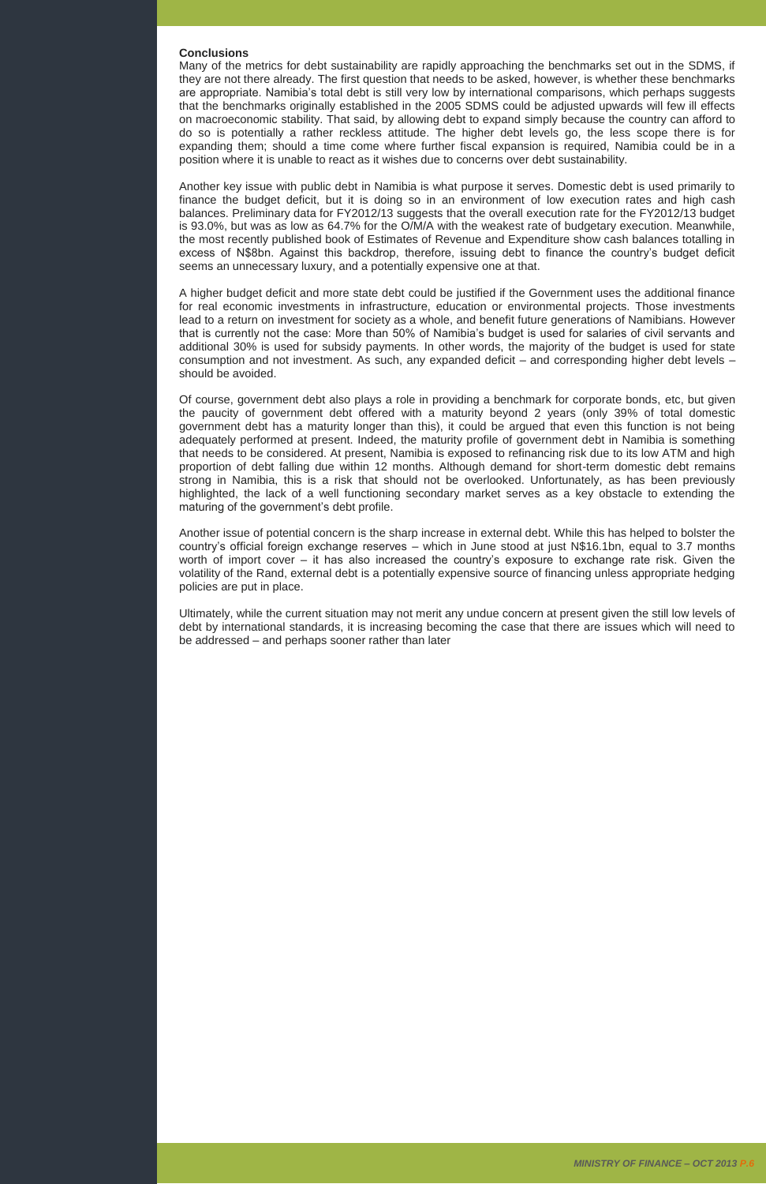**Conclusions**

Many of the metrics for debt sustainability are rapidly approaching the benchmarks set out in the SDMS, if they are not there already. The first question that needs to be asked, however, is whether these benchmarks are appropriate. Namibia's total debt is still very low by international comparisons, which perhaps suggests that the benchmarks originally established in the 2005 SDMS could be adjusted upwards will few ill effects on macroeconomic stability. That said, by allowing debt to expand simply because the country can afford to do so is potentially a rather reckless attitude. The higher debt levels go, the less scope there is for expanding them; should a time come where further fiscal expansion is required, Namibia could be in a position where it is unable to react as it wishes due to concerns over debt sustainability.

Another key issue with public debt in Namibia is what purpose it serves. Domestic debt is used primarily to finance the budget deficit, but it is doing so in an environment of low execution rates and high cash balances. Preliminary data for FY2012/13 suggests that the overall execution rate for the FY2012/13 budget is 93.0%, but was as low as 64.7% for the O/M/A with the weakest rate of budgetary execution. Meanwhile, the most recently published book of Estimates of Revenue and Expenditure show cash balances totalling in excess of N$8bn. Against this backdrop, therefore, issuing debt to finance the country's budget deficit seems an unnecessary luxury, and a potentially expensive one at that.

A higher budget deficit and more state debt could be justified if the Government uses the additional finance for real economic investments in infrastructure, education or environmental projects. Those investments lead to a return on investment for society as a whole, and benefit future generations of Namibians. However that is currently not the case: More than 50% of Namibia's budget is used for salaries of civil servants and additional 30% is used for subsidy payments. In other words, the majority of the budget is used for state consumption and not investment. As such, any expanded deficit – and corresponding higher debt levels – should be avoided.

Of course, government debt also plays a role in providing a benchmark for corporate bonds, etc, but given the paucity of government debt offered with a maturity beyond 2 years (only 39% of total domestic government debt has a maturity longer than this), it could be argued that even this function is not being adequately performed at present. Indeed, the maturity profile of government debt in Namibia is something that needs to be considered. At present, Namibia is exposed to refinancing risk due to its low ATM and high proportion of debt falling due within 12 months. Although demand for short-term domestic debt remains strong in Namibia, this is a risk that should not be overlooked. Unfortunately, as has been previously highlighted, the lack of a well functioning secondary market serves as a key obstacle to extending the maturing of the government's debt profile.

Another issue of potential concern is the sharp increase in external debt. While this has helped to bolster the country's official foreign exchange reserves – which in June stood at just N$16.1bn, equal to 3.7 months worth of import cover – it has also increased the country's exposure to exchange rate risk. Given the volatility of the Rand, external debt is a potentially expensive source of financing unless appropriate hedging policies are put in place.

Ultimately, while the current situation may not merit any undue concern at present given the still low levels of debt by international standards, it is increasing becoming the case that there are issues which will need to be addressed – and perhaps sooner rather than later